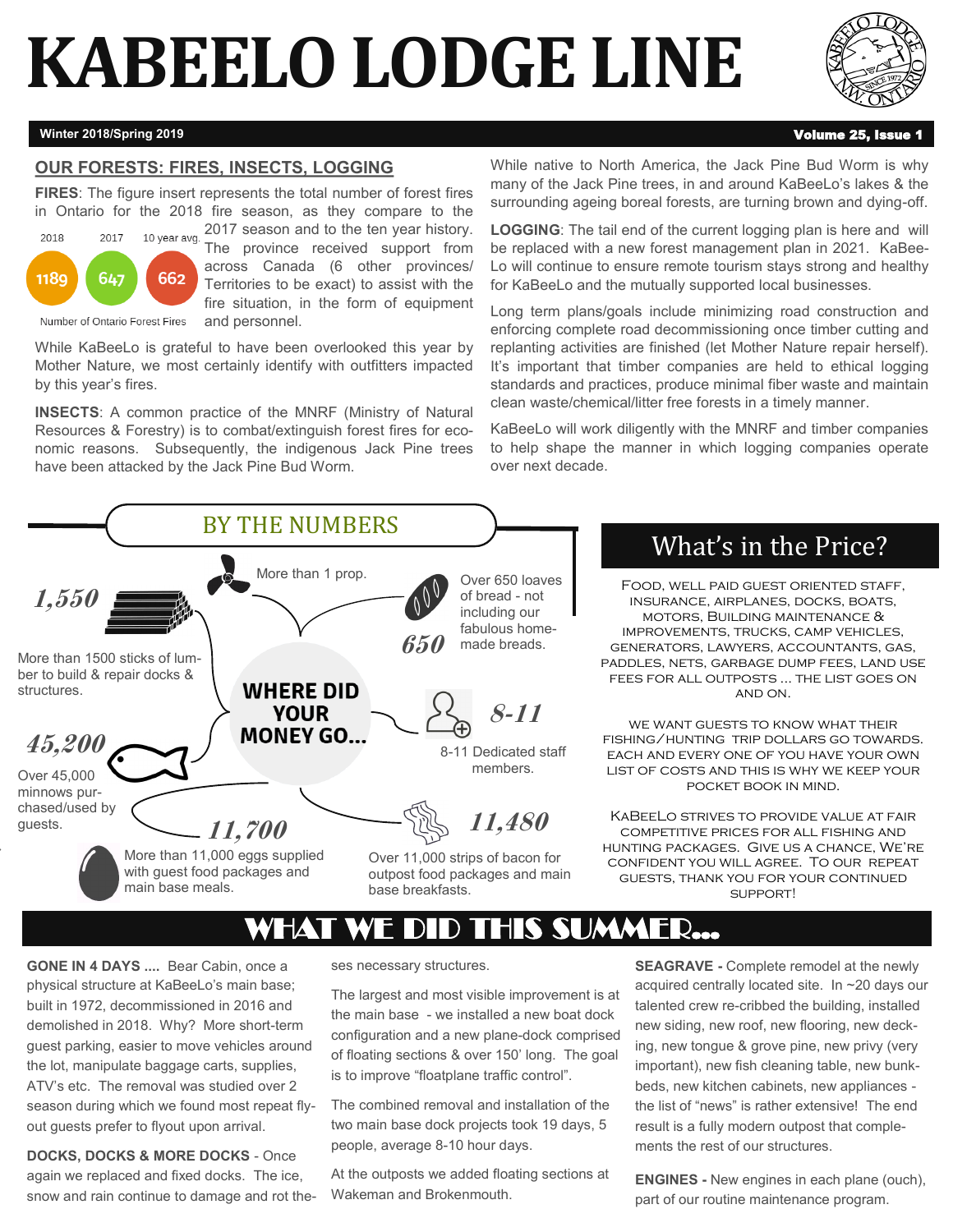# KABEELO LODGE LINE

**Winter 2018/Spring 2019** **Volume 25, Issue 1**

## OUR FORESTS: FIRES, INSECTS, LOGGING

**FIRES**: The figure insert represents the total number of forest fires in Ontario for the 2018 fire season, as they compare to the 2017 season and to the ten year history. The province received support from across Canada (6 other provinces/ Territories to be exact) to assist with the fire situation, in the form of equipment and personnel.

| 2018 | 2017 | 10 year avg. |
|---|---|---|
| 1189 | 647 | 662 |

Number of Ontario Forest Fires

While KaBeeLo is grateful to have been overlooked this year by Mother Nature, we most certainly identify with outfitters impacted by this year's fires.

**INSECTS**: A common practice of the MNRF (Ministry of Natural Resources & Forestry) is to combat/extinguish forest fires for economic reasons. Subsequently, the indigenous Jack Pine trees have been attacked by the Jack Pine Bud Worm.

While native to North America, the Jack Pine Bud Worm is why many of the Jack Pine trees, in and around KaBeeLo's lakes & the surrounding ageing boreal forests, are turning brown and dying-off.

**LOGGING**: The tail end of the current logging plan is here and will be replaced with a new forest management plan in 2021. KaBeeLo will continue to ensure remote tourism stays strong and healthy for KaBeeLo and the mutually supported local businesses.

Long term plans/goals include minimizing road construction and enforcing complete road decommissioning once timber cutting and replanting activities are finished (let Mother Nature repair herself). It's important that timber companies are held to ethical logging standards and practices, produce minimal fiber waste and maintain clean waste/chemical/litter free forests in a timely manner.

KaBeeLo will work diligently with the MNRF and timber companies to help shape the manner in which logging companies operate over next decade.

## BY THE NUMBERS

**WHERE DID YOUR MONEY GO...**

- More than 1 prop.
- *1,550* — More than 1500 sticks of lumber to build & repair docks & structures.
- *650* — Over 650 loaves of bread - not including our fabulous home-made breads.
- *8-11* — 8-11 Dedicated staff members.
- *45,200* — Over 45,000 minnows purchased/used by guests.
- *11,700* — More than 11,000 eggs supplied with guest food packages and main base meals.
- *11,480* — Over 11,000 strips of bacon for outpost food packages and main base breakfasts.

## What's in the Price?

FOOD, WELL PAID GUEST ORIENTED STAFF, INSURANCE, AIRPLANES, DOCKS, BOATS, MOTORS, BUILDING MAINTENANCE & IMPROVEMENTS, TRUCKS, CAMP VEHICLES, GENERATORS, LAWYERS, ACCOUNTANTS, GAS, PADDLES, NETS, GARBAGE DUMP FEES, LAND USE FEES FOR ALL OUTPOSTS ... THE LIST GOES ON AND ON.

WE WANT GUESTS TO KNOW WHAT THEIR FISHING/HUNTING TRIP DOLLARS GO TOWARDS. EACH AND EVERY ONE OF YOU HAVE YOUR OWN LIST OF COSTS AND THIS IS WHY WE KEEP YOUR POCKET BOOK IN MIND.

KABEELO STRIVES TO PROVIDE VALUE AT FAIR COMPETITIVE PRICES FOR ALL FISHING AND HUNTING PACKAGES. GIVE US A CHANCE, WE'RE CONFIDENT YOU WILL AGREE. TO OUR REPEAT GUESTS, THANK YOU FOR YOUR CONTINUED SUPPORT!

## WHAT WE DID THIS SUMMER...

**GONE IN 4 DAYS ....** Bear Cabin, once a physical structure at KaBeeLo's main base; built in 1972, decommissioned in 2016 and demolished in 2018. Why? More short-term guest parking, easier to move vehicles around the lot, manipulate baggage carts, supplies, ATV's etc. The removal was studied over 2 season during which we found most repeat fly-out guests prefer to flyout upon arrival.

**DOCKS, DOCKS & MORE DOCKS** - Once again we replaced and fixed docks. The ice, snow and rain continue to damage and rot theses necessary structures.

The largest and most visible improvement is at the main base - we installed a new boat dock configuration and a new plane-dock comprised of floating sections & over 150' long. The goal is to improve "floatplane traffic control".

The combined removal and installation of the two main base dock projects took 19 days, 5 people, average 8-10 hour days.

At the outposts we added floating sections at Wakeman and Brokenmouth.

**SEAGRAVE -** Complete remodel at the newly acquired centrally located site. In ~20 days our talented crew re-cribbed the building, installed new siding, new roof, new flooring, new decking, new tongue & grove pine, new privy (very important), new fish cleaning table, new bunkbeds, new kitchen cabinets, new appliances - the list of "news" is rather extensive! The end result is a fully modern outpost that complements the rest of our structures.

**ENGINES -** New engines in each plane (ouch), part of our routine maintenance program.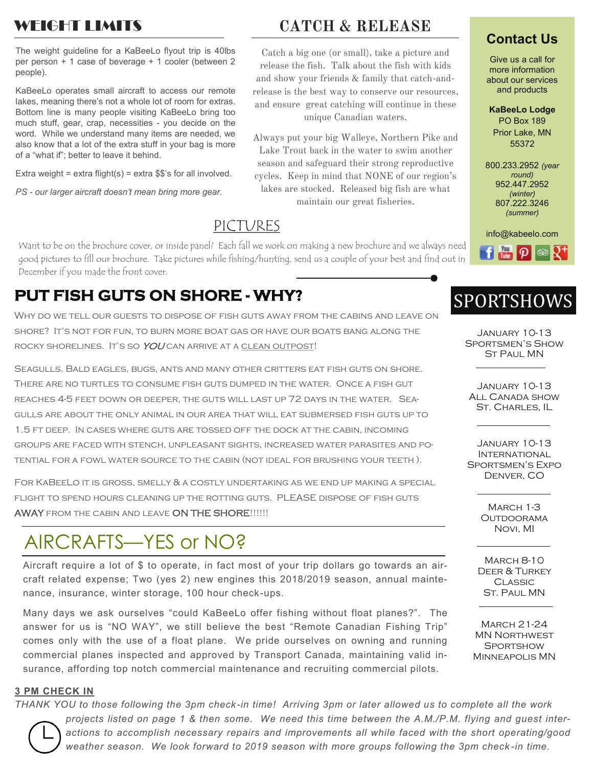## WEIGHT LIMITS

The weight guideline for a KaBeeLo flyout trip is 40lbs per person + 1 case of beverage + 1 cooler (between 2 people).

KaBeeLo operates small aircraft to access our remote lakes, meaning there's not a whole lot of room for extras. Bottom line is many people visiting KaBeeLo bring too much stuff, gear, crap, necessities - you decide on the word. While we understand many items are needed, we also know that a lot of the extra stuff in your bag is more of a "what if"; better to leave it behind.

Extra weight = extra flight(s) = extra $$'s for all involved.

*PS - our larger aircraft doesn't mean bring more gear.*

## CATCH & RELEASE

Catch a big one (or small), take a picture and release the fish. Talk about the fish with kids and show your friends & family that catch-and-release is the best way to conserve our resources, and ensure great catching will continue in these unique Canadian waters.

Always put your big Walleye, Northern Pike and Lake Trout back in the water to swim another season and safeguard their strong reproductive cycles. Keep in mind that NONE of our region's lakes are stocked. Released big fish are what maintain our great fisheries.

## PICTURES

Want to be on the brochure cover, or inside panel? Each fall we work on making a new brochure and we always need good pictures to fill our brochure. Take pictures while fishing/hunting, send us a couple of your best and find out in December if you made the front cover.

## Contact Us

Give us a call for more information about our services and products

**KaBeeLo Lodge**
PO Box 189
Prior Lake, MN
55372

800.233.2952 *(year round)*
952.447.2952 *(winter)*
807.222.3246 *(summer)*

info@kabeelo.com

## PUT FISH GUTS ON SHORE - WHY?

Why do we tell our guests to dispose of fish guts away from the cabins and leave on shore? It's not for fun, to burn more boat gas or have our boats bang along the rocky shorelines. It's so ***YOU*** can arrive at a <u>clean outpost</u>!

Seagulls, Bald eagles, bugs, ants and many other critters eat fish guts on shore. There are no turtles to consume fish guts dumped in the water. Once a fish gut reaches 4-5 feet down or deeper, the guts will last up 72 days in the water. Seagulls are about the only animal in our area that will eat submersed fish guts up to 1.5 ft deep. In cases where guts are tossed off the dock at the cabin, incoming groups are faced with stench, unpleasant sights, increased water parasites and potential for a fowl water source to the cabin (not ideal for brushing your teeth ).

For KaBeeLo it is gross, smelly & a costly undertaking as we end up making a special flight to spend hours cleaning up the rotting guts. PLEASE dispose of fish guts **AWAY** from the cabin and leave **ON THE SHORE**!!!!!!

## AIRCRAFTS—YES or NO?

Aircraft require a lot of $ to operate, in fact most of your trip dollars go towards an aircraft related expense; Two (yes 2) new engines this 2018/2019 season, annual maintenance, insurance, winter storage, 100 hour check-ups.

Many days we ask ourselves "could KaBeeLo offer fishing without float planes?". The answer for us is "NO WAY", we still believe the best "Remote Canadian Fishing Trip" comes only with the use of a float plane. We pride ourselves on owning and running commercial planes inspected and approved by Transport Canada, maintaining valid insurance, affording top notch commercial maintenance and recruiting commercial pilots.

## SPORTSHOWS

January 10-13
Sportsmen's Show
St Paul MN

January 10-13
All Canada Show
St. Charles, IL

January 10-13
International Sportsmen's Expo
Denver, CO

March 1-3
Outdoorama
Novi, MI

March 8-10
Deer & Turkey Classic
St. Paul MN

March 21-24
MN Northwest Sportshow
Minneapolis MN

**<u>3 PM CHECK IN</u>**

*THANK YOU to those following the 3pm check-in time! Arriving 3pm or later allowed us to complete all the work projects listed on page 1 & then some. We need this time between the A.M./P.M. flying and guest interactions to accomplish necessary repairs and improvements all while faced with the short operating/good weather season. We look forward to 2019 season with more groups following the 3pm check-in time.*